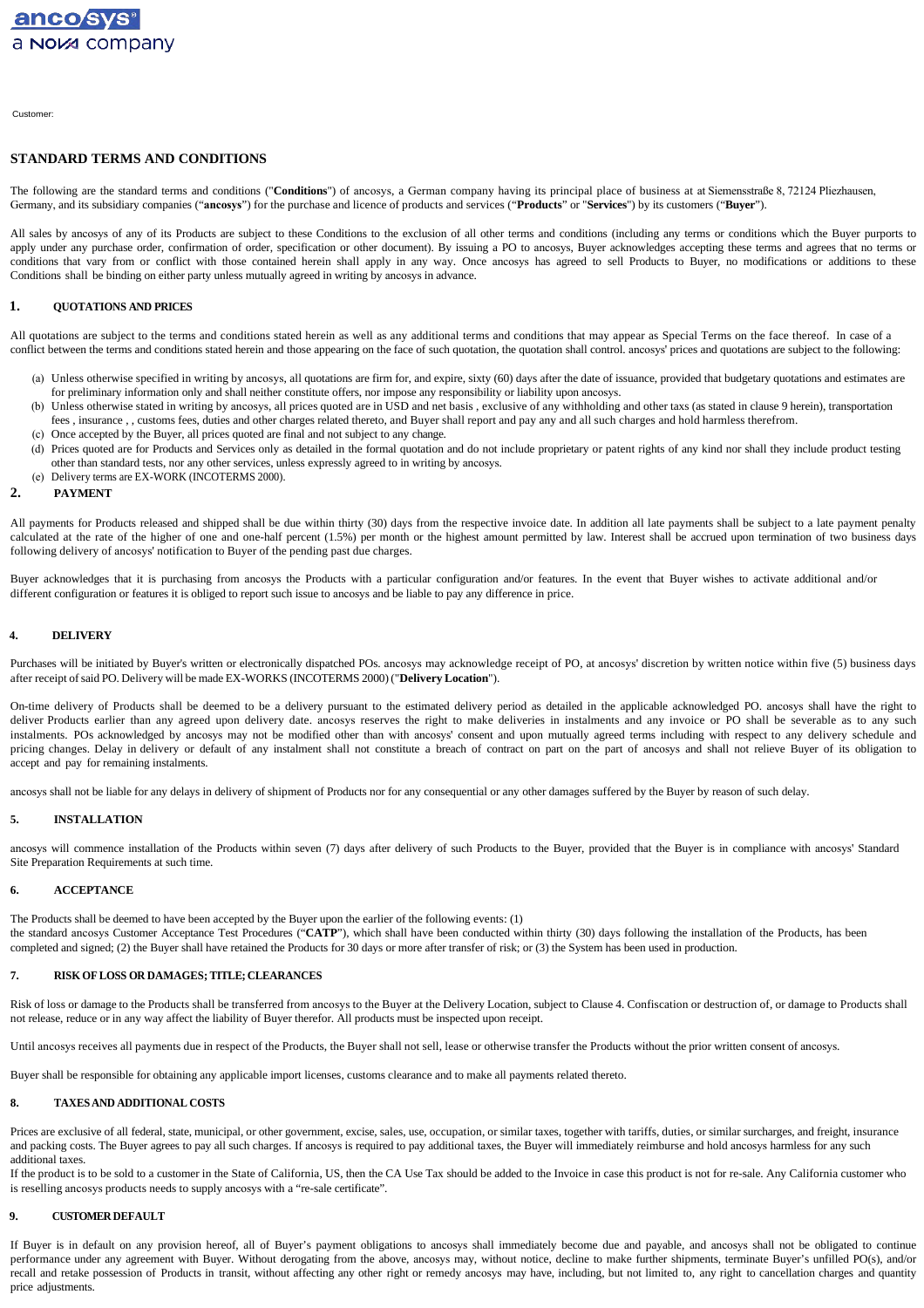ancosys
a NOVA company

Customer:

## STANDARD TERMS AND CONDITIONS

The following are the standard terms and conditions ("**Conditions**") of ancosys, a German company having its principal place of business at at Siemensstraße 8, 72124 Pliezhausen, Germany, and its subsidiary companies ("**ancosys**") for the purchase and licence of products and services ("**Products**" or "**Services**") by its customers ("**Buyer**").

All sales by ancosys of any of its Products are subject to these Conditions to the exclusion of all other terms and conditions (including any terms or conditions which the Buyer purports to apply under any purchase order, confirmation of order, specification or other document). By issuing a PO to ancosys, Buyer acknowledges accepting these terms and agrees that no terms or conditions that vary from or conflict with those contained herein shall apply in any way. Once ancosys has agreed to sell Products to Buyer, no modifications or additions to these Conditions shall be binding on either party unless mutually agreed in writing by ancosys in advance.

### 1. QUOTATIONS AND PRICES

All quotations are subject to the terms and conditions stated herein as well as any additional terms and conditions that may appear as Special Terms on the face thereof. In case of a conflict between the terms and conditions stated herein and those appearing on the face of such quotation, the quotation shall control. ancosys' prices and quotations are subject to the following:

(a) Unless otherwise specified in writing by ancosys, all quotations are firm for, and expire, sixty (60) days after the date of issuance, provided that budgetary quotations and estimates are for preliminary information only and shall neither constitute offers, nor impose any responsibility or liability upon ancosys.
(b) Unless otherwise stated in writing by ancosys, all prices quoted are in USD and net basis , exclusive of any withholding and other taxs (as stated in clause 9 herein), transportation fees , insurance , , customs fees, duties and other charges related thereto, and Buyer shall report and pay any and all such charges and hold harmless therefrom.
(c) Once accepted by the Buyer, all prices quoted are final and not subject to any change.
(d) Prices quoted are for Products and Services only as detailed in the formal quotation and do not include proprietary or patent rights of any kind nor shall they include product testing other than standard tests, nor any other services, unless expressly agreed to in writing by ancosys.
(e) Delivery terms are EX-WORK (INCOTERMS 2000).

### 2. PAYMENT

All payments for Products released and shipped shall be due within thirty (30) days from the respective invoice date. In addition all late payments shall be subject to a late payment penalty calculated at the rate of the higher of one and one-half percent (1.5%) per month or the highest amount permitted by law. Interest shall be accrued upon termination of two business days following delivery of ancosys' notification to Buyer of the pending past due charges.

Buyer acknowledges that it is purchasing from ancosys the Products with a particular configuration and/or features. In the event that Buyer wishes to activate additional and/or different configuration or features it is obliged to report such issue to ancosys and be liable to pay any difference in price.

### 4. DELIVERY

Purchases will be initiated by Buyer's written or electronically dispatched POs. ancosys may acknowledge receipt of PO, at ancosys' discretion by written notice within five (5) business days after receipt of said PO. Delivery will be made EX-WORKS (INCOTERMS 2000) ("**Delivery Location**").

On-time delivery of Products shall be deemed to be a delivery pursuant to the estimated delivery period as detailed in the applicable acknowledged PO. ancosys shall have the right to deliver Products earlier than any agreed upon delivery date. ancosys reserves the right to make deliveries in instalments and any invoice or PO shall be severable as to any such instalments. POs acknowledged by ancosys may not be modified other than with ancosys' consent and upon mutually agreed terms including with respect to any delivery schedule and pricing changes. Delay in delivery or default of any instalment shall not constitute a breach of contract on part on the part of ancosys and shall not relieve Buyer of its obligation to accept and pay for remaining instalments.

ancosys shall not be liable for any delays in delivery of shipment of Products nor for any consequential or any other damages suffered by the Buyer by reason of such delay.

### 5. INSTALLATION

ancosys will commence installation of the Products within seven (7) days after delivery of such Products to the Buyer, provided that the Buyer is in compliance with ancosys' Standard Site Preparation Requirements at such time.

### 6. ACCEPTANCE

The Products shall be deemed to have been accepted by the Buyer upon the earlier of the following events: (1) the standard ancosys Customer Acceptance Test Procedures ("**CATP**"), which shall have been conducted within thirty (30) days following the installation of the Products, has been completed and signed; (2) the Buyer shall have retained the Products for 30 days or more after transfer of risk; or (3) the System has been used in production.

### 7. RISK OF LOSS OR DAMAGES; TITLE; CLEARANCES

Risk of loss or damage to the Products shall be transferred from ancosys to the Buyer at the Delivery Location, subject to Clause 4. Confiscation or destruction of, or damage to Products shall not release, reduce or in any way affect the liability of Buyer therefor. All products must be inspected upon receipt.

Until ancosys receives all payments due in respect of the Products, the Buyer shall not sell, lease or otherwise transfer the Products without the prior written consent of ancosys.

Buyer shall be responsible for obtaining any applicable import licenses, customs clearance and to make all payments related thereto.

### 8. TAXES AND ADDITIONAL COSTS

Prices are exclusive of all federal, state, municipal, or other government, excise, sales, use, occupation, or similar taxes, together with tariffs, duties, or similar surcharges, and freight, insurance and packing costs. The Buyer agrees to pay all such charges. If ancosys is required to pay additional taxes, the Buyer will immediately reimburse and hold ancosys harmless for any such additional taxes.
If the product is to be sold to a customer in the State of California, US, then the CA Use Tax should be added to the Invoice in case this product is not for re-sale. Any California customer who is reselling ancosys products needs to supply ancosys with a "re-sale certificate".

### 9. CUSTOMER DEFAULT

If Buyer is in default on any provision hereof, all of Buyer's payment obligations to ancosys shall immediately become due and payable, and ancosys shall not be obligated to continue performance under any agreement with Buyer. Without derogating from the above, ancosys may, without notice, decline to make further shipments, terminate Buyer's unfilled PO(s), and/or recall and retake possession of Products in transit, without affecting any other right or remedy ancosys may have, including, but not limited to, any right to cancellation charges and quantity price adjustments.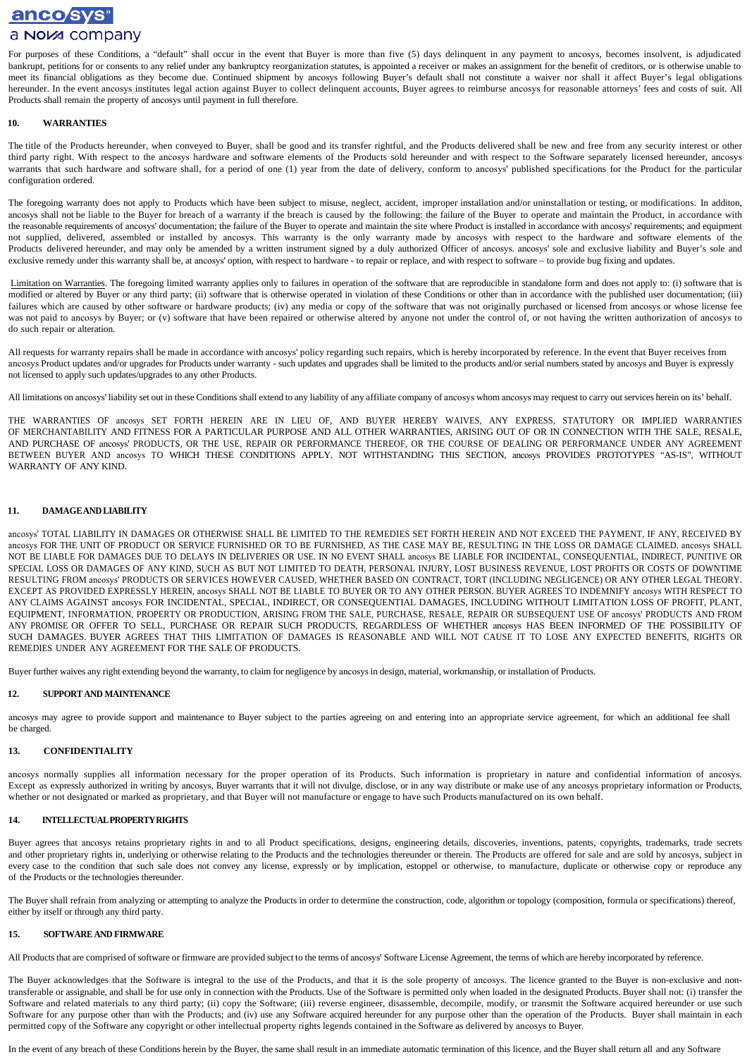For purposes of these Conditions, a "default" shall occur in the event that Buyer is more than five (5) days delinquent in any payment to ancosys, becomes insolvent, is adjudicated bankrupt, petitions for or consents to any relief under any bankruptcy reorganization statutes, is appointed a receiver or makes an assignment for the benefit of creditors, or is otherwise unable to meet its financial obligations as they become due. Continued shipment by ancosys following Buyer's default shall not constitute a waiver nor shall it affect Buyer's legal obligations hereunder. In the event ancosys institutes legal action against Buyer to collect delinquent accounts, Buyer agrees to reimburse ancosys for reasonable attorneys' fees and costs of suit. All Products shall remain the property of ancosys until payment in full therefore.

## 10. WARRANTIES

The title of the Products hereunder, when conveyed to Buyer, shall be good and its transfer rightful, and the Products delivered shall be new and free from any security interest or other third party right. With respect to the ancosys hardware and software elements of the Products sold hereunder and with respect to the Software separately licensed hereunder, ancosys warrants that such hardware and software shall, for a period of one (1) year from the date of delivery, conform to ancosys' published specifications for the Product for the particular configuration ordered.

The foregoing warranty does not apply to Products which have been subject to misuse, neglect, accident, improper installation and/or uninstallation or testing, or modifications. In additon, ancosys shall not be liable to the Buyer for breach of a warranty if the breach is caused by the following: the failure of the Buyer to operate and maintain the Product, in accordance with the reasonable requirements of ancosys' documentation; the failure of the Buyer to operate and maintain the site where Product is installed in accordance with ancosys' requirements; and equipment not supplied, delivered, assembled or installed by ancosys. This warranty is the only warranty made by ancosys with respect to the hardware and software elements of the Products delivered hereunder, and may only be amended by a written instrument signed by a duly authorized Officer of ancosys. ancosys' sole and exclusive liability and Buyer's sole and exclusive remedy under this warranty shall be, at ancosys' option, with respect to hardware - to repair or replace, and with respect to software – to provide bug fixing and updates.

Limitation on Warranties. The foregoing limited warranty applies only to failures in operation of the software that are reproducible in standalone form and does not apply to: (i) software that is modified or altered by Buyer or any third party; (ii) software that is otherwise operated in violation of these Conditions or other than in accordance with the published user documentation; (iii) failures which are caused by other software or hardware products; (iv) any media or copy of the software that was not originally purchased or licensed from ancosys or whose license fee was not paid to ancosys by Buyer; or (v) software that have been repaired or otherwise altered by anyone not under the control of, or not having the written authorization of ancosys to do such repair or alteration.

All requests for warranty repairs shall be made in accordance with ancosys' policy regarding such repairs, which is hereby incorporated by reference. In the event that Buyer receives from ancosys Product updates and/or upgrades for Products under warranty - such updates and upgrades shall be limited to the products and/or serial numbers stated by ancosys and Buyer is expressly not licensed to apply such updates/upgrades to any other Products.

All limitations on ancosys' liability set out in these Conditions shall extend to any liability of any affiliate company of ancosys whom ancosys may request to carry out services herein on its' behalf.

THE WARRANTIES OF ancosys SET FORTH HEREIN ARE IN LIEU OF, AND BUYER HEREBY WAIVES, ANY EXPRESS, STATUTORY OR IMPLIED WARRANTIES OF MERCHANTABILITY AND FITNESS FOR A PARTICULAR PURPOSE AND ALL OTHER WARRANTIES, ARISING OUT OF OR IN CONNECTION WITH THE SALE, RESALE, AND PURCHASE OF ancosys' PRODUCTS, OR THE USE, REPAIR OR PERFORMANCE THEREOF, OR THE COURSE OF DEALING OR PERFORMANCE UNDER ANY AGREEMENT BETWEEN BUYER AND ancosys TO WHICH THESE CONDITIONS APPLY. NOT WITHSTANDING THIS SECTION, ancosys PROVIDES PROTOTYPES "AS-IS", WITHOUT WARRANTY OF ANY KIND.

## 11. DAMAGE AND LIABILITY

ancosys' TOTAL LIABILITY IN DAMAGES OR OTHERWISE SHALL BE LIMITED TO THE REMEDIES SET FORTH HEREIN AND NOT EXCEED THE PAYMENT, IF ANY, RECEIVED BY ancosys FOR THE UNIT OF PRODUCT OR SERVICE FURNISHED OR TO BE FURNISHED, AS THE CASE MAY BE, RESULTING IN THE LOSS OR DAMAGE CLAIMED. ancosys SHALL NOT BE LIABLE FOR DAMAGES DUE TO DELAYS IN DELIVERIES OR USE. IN NO EVENT SHALL ancosys BE LIABLE FOR INCIDENTAL, CONSEQUENTIAL, INDIRECT, PUNITIVE OR SPECIAL LOSS OR DAMAGES OF ANY KIND, SUCH AS BUT NOT LIMITED TO DEATH, PERSONAL INJURY, LOST BUSINESS REVENUE, LOST PROFITS OR COSTS OF DOWNTIME RESULTING FROM ancosys' PRODUCTS OR SERVICES HOWEVER CAUSED, WHETHER BASED ON CONTRACT, TORT (INCLUDING NEGLIGENCE) OR ANY OTHER LEGAL THEORY. EXCEPT AS PROVIDED EXPRESSLY HEREIN, ancosys SHALL NOT BE LIABLE TO BUYER OR TO ANY OTHER PERSON. BUYER AGREES TO INDEMNIFY ancosys WITH RESPECT TO ANY CLAIMS AGAINST ancosys FOR INCIDENTAL, SPECIAL, INDIRECT, OR CONSEQUENTIAL DAMAGES, INCLUDING WITHOUT LIMITATION LOSS OF PROFIT, PLANT, EQUIPMENT, INFORMATION, PROPERTY OR PRODUCTION, ARISING FROM THE SALE, PURCHASE, RESALE, REPAIR OR SUBSEQUENT USE OF ancosys' PRODUCTS AND FROM ANY PROMISE OR OFFER TO SELL, PURCHASE OR REPAIR SUCH PRODUCTS, REGARDLESS OF WHETHER ancosys HAS BEEN INFORMED OF THE POSSIBILITY OF SUCH DAMAGES. BUYER AGREES THAT THIS LIMITATION OF DAMAGES IS REASONABLE AND WILL NOT CAUSE IT TO LOSE ANY EXPECTED BENEFITS, RIGHTS OR REMEDIES UNDER ANY AGREEMENT FOR THE SALE OF PRODUCTS.

Buyer further waives any right extending beyond the warranty, to claim for negligence by ancosys in design, material, workmanship, or installation of Products.

## 12. SUPPORT AND MAINTENANCE

ancosys may agree to provide support and maintenance to Buyer subject to the parties agreeing on and entering into an appropriate service agreement, for which an additional fee shall be charged.

## 13. CONFIDENTIALITY

ancosys normally supplies all information necessary for the proper operation of its Products. Such information is proprietary in nature and confidential information of ancosys. Except as expressly authorized in writing by ancosys, Buyer warrants that it will not divulge, disclose, or in any way distribute or make use of any ancosys proprietary information or Products, whether or not designated or marked as proprietary, and that Buyer will not manufacture or engage to have such Products manufactured on its own behalf.

## 14. INTELLECTUAL PROPERTY RIGHTS

Buyer agrees that ancosys retains proprietary rights in and to all Product specifications, designs, engineering details, discoveries, inventions, patents, copyrights, trademarks, trade secrets and other proprietary rights in, underlying or otherwise relating to the Products and the technologies thereunder or therein. The Products are offered for sale and are sold by ancosys, subject in every case to the condition that such sale does not convey any license, expressly or by implication, estoppel or otherwise, to manufacture, duplicate or otherwise copy or reproduce any of the Products or the technologies thereunder.

The Buyer shall refrain from analyzing or attempting to analyze the Products in order to determine the construction, code, algorithm or topology (composition, formula or specifications) thereof, either by itself or through any third party.

## 15. SOFTWARE AND FIRMWARE

All Products that are comprised of software or firmware are provided subject to the terms of ancosys' Software License Agreement, the terms of which are hereby incorporated by reference.

The Buyer acknowledges that the Software is integral to the use of the Products, and that it is the sole property of ancosys. The licence granted to the Buyer is non-exclusive and non-transferable or assignable, and shall be for use only in connection with the Products. Use of the Software is permitted only when loaded in the designated Products. Buyer shall not: (i) transfer the Software and related materials to any third party; (ii) copy the Software; (iii) reverse engineer, disassemble, decompile, modify, or transmit the Software acquired hereunder or use such Software for any purpose other than with the Products; and (iv) use any Software acquired hereunder for any purpose other than the operation of the Products. Buyer shall maintain in each permitted copy of the Software any copyright or other intellectual property rights legends contained in the Software as delivered by ancosys to Buyer.

In the event of any breach of these Conditions herein by the Buyer, the same shall result in an immediate automatic termination of this licence, and the Buyer shall return all and any Software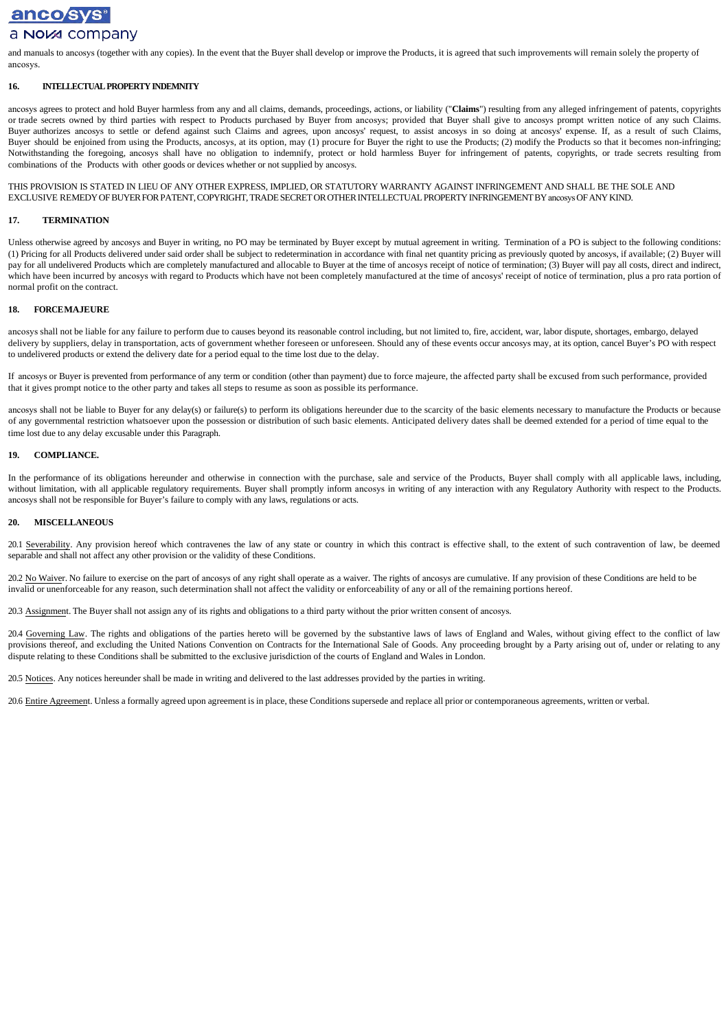and manuals to ancosys (together with any copies). In the event that the Buyer shall develop or improve the Products, it is agreed that such improvements will remain solely the property of ancosys.

## 16. INTELLECTUAL PROPERTY INDEMNITY

ancosys agrees to protect and hold Buyer harmless from any and all claims, demands, proceedings, actions, or liability ("**Claims**") resulting from any alleged infringement of patents, copyrights or trade secrets owned by third parties with respect to Products purchased by Buyer from ancosys; provided that Buyer shall give to ancosys prompt written notice of any such Claims. Buyer authorizes ancosys to settle or defend against such Claims and agrees, upon ancosys' request, to assist ancosys in so doing at ancosys' expense. If, as a result of such Claims, Buyer should be enjoined from using the Products, ancosys, at its option, may (1) procure for Buyer the right to use the Products; (2) modify the Products so that it becomes non-infringing; Notwithstanding the foregoing, ancosys shall have no obligation to indemnify, protect or hold harmless Buyer for infringement of patents, copyrights, or trade secrets resulting from combinations of the Products with other goods or devices whether or not supplied by ancosys.

THIS PROVISION IS STATED IN LIEU OF ANY OTHER EXPRESS, IMPLIED, OR STATUTORY WARRANTY AGAINST INFRINGEMENT AND SHALL BE THE SOLE AND EXCLUSIVE REMEDY OF BUYER FOR PATENT, COPYRIGHT, TRADE SECRET OR OTHER INTELLECTUAL PROPERTY INFRINGEMENT BY ancosys OF ANY KIND.

## 17. TERMINATION

Unless otherwise agreed by ancosys and Buyer in writing, no PO may be terminated by Buyer except by mutual agreement in writing. Termination of a PO is subject to the following conditions: (1) Pricing for all Products delivered under said order shall be subject to redetermination in accordance with final net quantity pricing as previously quoted by ancosys, if available; (2) Buyer will pay for all undelivered Products which are completely manufactured and allocable to Buyer at the time of ancosys receipt of notice of termination; (3) Buyer will pay all costs, direct and indirect, which have been incurred by ancosys with regard to Products which have not been completely manufactured at the time of ancosys' receipt of notice of termination, plus a pro rata portion of normal profit on the contract.

## 18. FORCE MAJEURE

ancosys shall not be liable for any failure to perform due to causes beyond its reasonable control including, but not limited to, fire, accident, war, labor dispute, shortages, embargo, delayed delivery by suppliers, delay in transportation, acts of government whether foreseen or unforeseen. Should any of these events occur ancosys may, at its option, cancel Buyer's PO with respect to undelivered products or extend the delivery date for a period equal to the time lost due to the delay.

If ancosys or Buyer is prevented from performance of any term or condition (other than payment) due to force majeure, the affected party shall be excused from such performance, provided that it gives prompt notice to the other party and takes all steps to resume as soon as possible its performance.

ancosys shall not be liable to Buyer for any delay(s) or failure(s) to perform its obligations hereunder due to the scarcity of the basic elements necessary to manufacture the Products or because of any governmental restriction whatsoever upon the possession or distribution of such basic elements. Anticipated delivery dates shall be deemed extended for a period of time equal to the time lost due to any delay excusable under this Paragraph.

## 19. COMPLIANCE.

In the performance of its obligations hereunder and otherwise in connection with the purchase, sale and service of the Products, Buyer shall comply with all applicable laws, including, without limitation, with all applicable regulatory requirements. Buyer shall promptly inform ancosys in writing of any interaction with any Regulatory Authority with respect to the Products. ancosys shall not be responsible for Buyer's failure to comply with any laws, regulations or acts.

## 20. MISCELLANEOUS

20.1 Severability. Any provision hereof which contravenes the law of any state or country in which this contract is effective shall, to the extent of such contravention of law, be deemed separable and shall not affect any other provision or the validity of these Conditions.

20.2 No Waiver. No failure to exercise on the part of ancosys of any right shall operate as a waiver. The rights of ancosys are cumulative. If any provision of these Conditions are held to be invalid or unenforceable for any reason, such determination shall not affect the validity or enforceability of any or all of the remaining portions hereof.

20.3 Assignment. The Buyer shall not assign any of its rights and obligations to a third party without the prior written consent of ancosys.

20.4 Governing Law. The rights and obligations of the parties hereto will be governed by the substantive laws of laws of England and Wales, without giving effect to the conflict of law provisions thereof, and excluding the United Nations Convention on Contracts for the International Sale of Goods. Any proceeding brought by a Party arising out of, under or relating to any dispute relating to these Conditions shall be submitted to the exclusive jurisdiction of the courts of England and Wales in London.

20.5 Notices. Any notices hereunder shall be made in writing and delivered to the last addresses provided by the parties in writing.

20.6 Entire Agreement. Unless a formally agreed upon agreement is in place, these Conditions supersede and replace all prior or contemporaneous agreements, written or verbal.